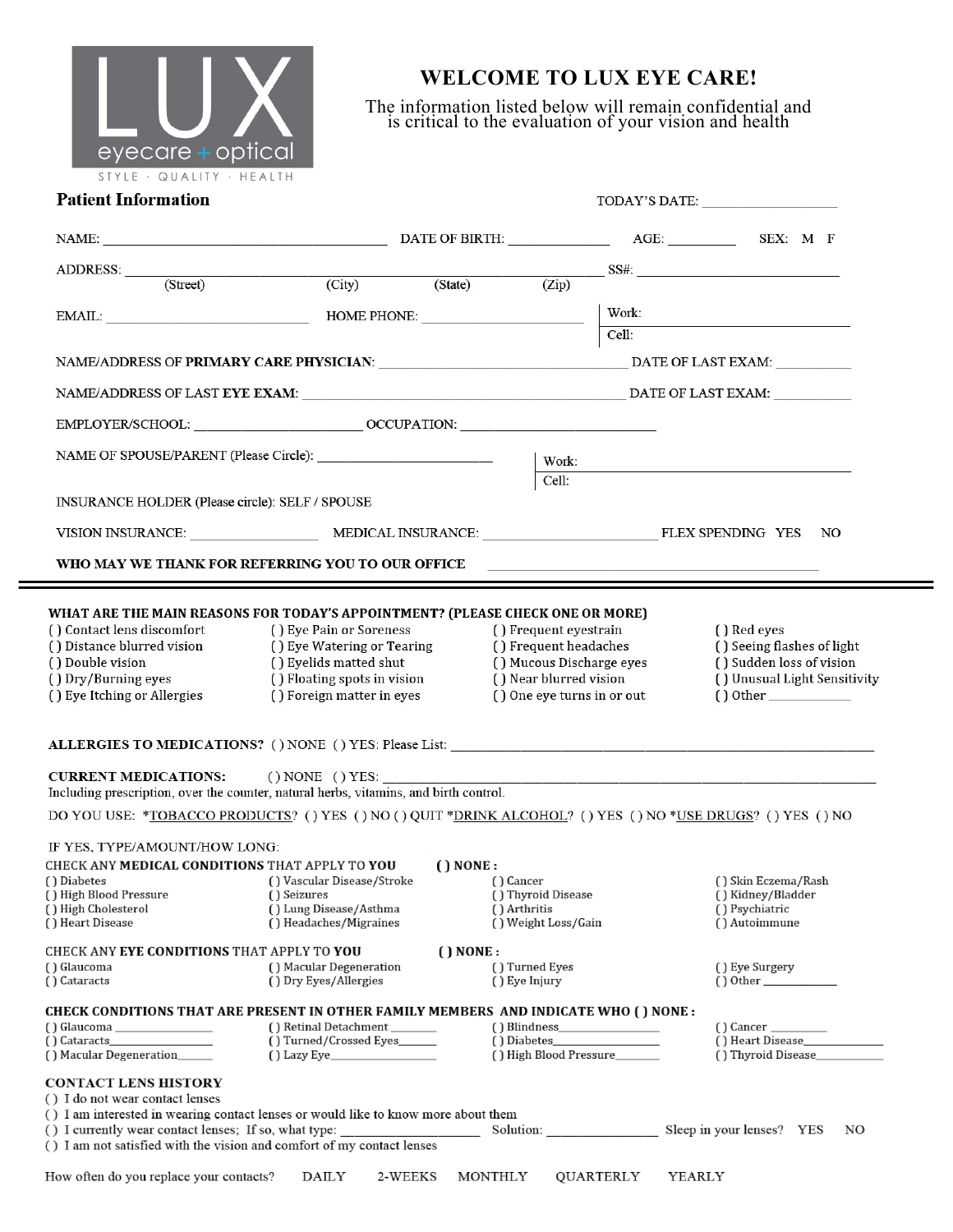LUX eyecare + optical

STYLE · QUALITY · HEALTH

# WELCOME TO LUX EYE CARE!

The information listed below will remain confidential and is critical to the evaluation of your vision and health

## Patient Information

TODAY'S DATE: ____________________

NAME: ________________________________________ DATE OF BIRTH: ______________ AGE: _________ SEX: M F

ADDRESS: ________________________________________________________________ SS#: ____________________________
(Street) (City) (State) (Zip)

EMAIL: ____________________________ HOME PHONE: ______________________ Work: ____________________
Cell: ____________________

NAME/ADDRESS OF **PRIMARY CARE PHYSICIAN**: ________________________________ DATE OF LAST EXAM: ___________

NAME/ADDRESS OF LAST **EYE EXAM**: ____________________________________________ DATE OF LAST EXAM: ___________

EMPLOYER/SCHOOL: ________________________ OCCUPATION: ____________________________

NAME OF SPOUSE/PARENT (Please Circle): ________________________ Work: ____________________
Cell: ____________________

INSURANCE HOLDER (Please circle): SELF / SPOUSE

VISION INSURANCE: __________________ MEDICAL INSURANCE: ________________________ FLEX SPENDING YES NO

**WHO MAY WE THANK FOR REFERRING YOU TO OUR OFFICE** ____________________________________________

---

**WHAT ARE THE MAIN REASONS FOR TODAY'S APPOINTMENT? (PLEASE CHECK ONE OR MORE)**

- ( ) Contact lens discomfort
- ( ) Distance blurred vision
- ( ) Double vision
- ( ) Dry/Burning eyes
- ( ) Eye Itching or Allergies
- ( ) Eye Pain or Soreness
- ( ) Eye Watering or Tearing
- ( ) Eyelids matted shut
- ( ) Floating spots in vision
- ( ) Foreign matter in eyes
- ( ) Frequent eyestrain
- ( ) Frequent headaches
- ( ) Mucous Discharge eyes
- ( ) Near blurred vision
- ( ) One eye turns in or out
- ( ) Red eyes
- ( ) Seeing flashes of light
- ( ) Sudden loss of vision
- ( ) Unusual Light Sensitivity
- ( ) Other ____________

**ALLERGIES TO MEDICATIONS?** ( ) NONE ( ) YES: Please List: ____________________________________________

**CURRENT MEDICATIONS:** ( ) NONE ( ) YES: ____________________________________________
Including prescription, over the counter, natural herbs, vitamins, and birth control.

DO YOU USE: *TOBACCO PRODUCTS? ( ) YES ( ) NO ( ) QUIT *DRINK ALCOHOL? ( ) YES ( ) NO *USE DRUGS? ( ) YES ( ) NO

IF YES, TYPE/AMOUNT/HOW LONG:

CHECK ANY **MEDICAL CONDITIONS** THAT APPLY TO **YOU** **( ) NONE :**

- ( ) Diabetes
- ( ) High Blood Pressure
- ( ) High Cholesterol
- ( ) Heart Disease
- ( ) Vascular Disease/Stroke
- ( ) Seizures
- ( ) Lung Disease/Asthma
- ( ) Headaches/Migraines
- ( ) Cancer
- ( ) Thyroid Disease
- ( ) Arthritis
- ( ) Weight Loss/Gain
- ( ) Skin Eczema/Rash
- ( ) Kidney/Bladder
- ( ) Psychiatric
- ( ) Autoimmune

CHECK ANY **EYE CONDITIONS** THAT APPLY TO **YOU** **( ) NONE :**

- ( ) Glaucoma
- ( ) Cataracts
- ( ) Macular Degeneration
- ( ) Dry Eyes/Allergies
- ( ) Turned Eyes
- ( ) Eye Injury
- ( ) Eye Surgery
- ( ) Other ____________

**CHECK CONDITIONS THAT ARE PRESENT IN OTHER FAMILY MEMBERS AND INDICATE WHO ( ) NONE :**

- ( ) Glaucoma ______________
- ( ) Cataracts______________
- ( ) Macular Degeneration______
- ( ) Retinal Detachment _______
- ( ) Turned/Crossed Eyes______
- ( ) Lazy Eye______________
- ( ) Blindness______________
- ( ) Diabetes______________
- ( ) High Blood Pressure_______
- ( ) Cancer _________
- ( ) Heart Disease____________
- ( ) Thyroid Disease__________

**CONTACT LENS HISTORY**

- ( ) I do not wear contact lenses
- ( ) I am interested in wearing contact lenses or would like to know more about them
- ( ) I currently wear contact lenses; If so, what type: ________________ Solution: ______________ Sleep in your lenses? YES NO
- ( ) I am not satisfied with the vision and comfort of my contact lenses

How often do you replace your contacts? DAILY 2-WEEKS MONTHLY QUARTERLY YEARLY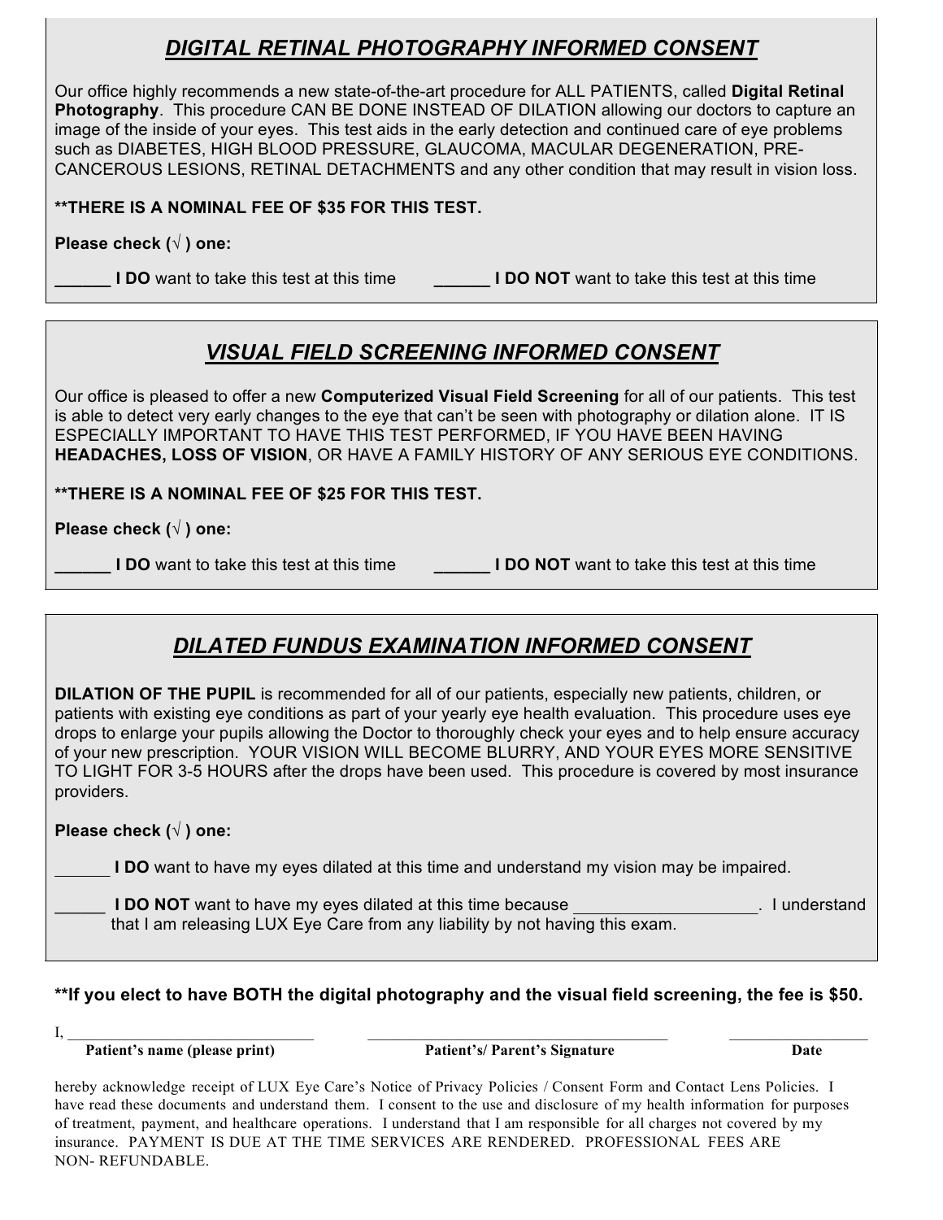## *DIGITAL RETINAL PHOTOGRAPHY INFORMED CONSENT*

Our office highly recommends a new state-of-the-art procedure for ALL PATIENTS, called **Digital Retinal Photography**. This procedure CAN BE DONE INSTEAD OF DILATION allowing our doctors to capture an image of the inside of your eyes. This test aids in the early detection and continued care of eye problems such as DIABETES, HIGH BLOOD PRESSURE, GLAUCOMA, MACULAR DEGENERATION, PRE-CANCEROUS LESIONS, RETINAL DETACHMENTS and any other condition that may result in vision loss.

**\*\*THERE IS A NOMINAL FEE OF $35 FOR THIS TEST.**

**Please check (√ ) one:**

**______ I DO** want to take this test at this time **______ I DO NOT** want to take this test at this time

## *VISUAL FIELD SCREENING INFORMED CONSENT*

Our office is pleased to offer a new **Computerized Visual Field Screening** for all of our patients. This test is able to detect very early changes to the eye that can't be seen with photography or dilation alone. IT IS ESPECIALLY IMPORTANT TO HAVE THIS TEST PERFORMED, IF YOU HAVE BEEN HAVING **HEADACHES, LOSS OF VISION**, OR HAVE A FAMILY HISTORY OF ANY SERIOUS EYE CONDITIONS.

**\*\*THERE IS A NOMINAL FEE OF $25 FOR THIS TEST.**

**Please check (√ ) one:**

**______ I DO** want to take this test at this time **______ I DO NOT** want to take this test at this time

## *DILATED FUNDUS EXAMINATION INFORMED CONSENT*

**DILATION OF THE PUPIL** is recommended for all of our patients, especially new patients, children, or patients with existing eye conditions as part of your yearly eye health evaluation. This procedure uses eye drops to enlarge your pupils allowing the Doctor to thoroughly check your eyes and to help ensure accuracy of your new prescription. YOUR VISION WILL BECOME BLURRY, AND YOUR EYES MORE SENSITIVE TO LIGHT FOR 3-5 HOURS after the drops have been used. This procedure is covered by most insurance providers.

**Please check (√ ) one:**

______ **I DO** want to have my eyes dilated at this time and understand my vision may be impaired.

_____ **I DO NOT** want to have my eyes dilated at this time because ___________________. I understand that I am releasing LUX Eye Care from any liability by not having this exam.

**\*\*If you elect to have BOTH the digital photography and the visual field screening, the fee is $50.**

I, ______________________________ ____________________________________ _________________

**Patient's name (please print)** **Patient's/ Parent's Signature** **Date**

hereby acknowledge receipt of LUX Eye Care's Notice of Privacy Policies / Consent Form and Contact Lens Policies. I have read these documents and understand them. I consent to the use and disclosure of my health information for purposes of treatment, payment, and healthcare operations. I understand that I am responsible for all charges not covered by my insurance. PAYMENT IS DUE AT THE TIME SERVICES ARE RENDERED. PROFESSIONAL FEES ARE NON- REFUNDABLE.